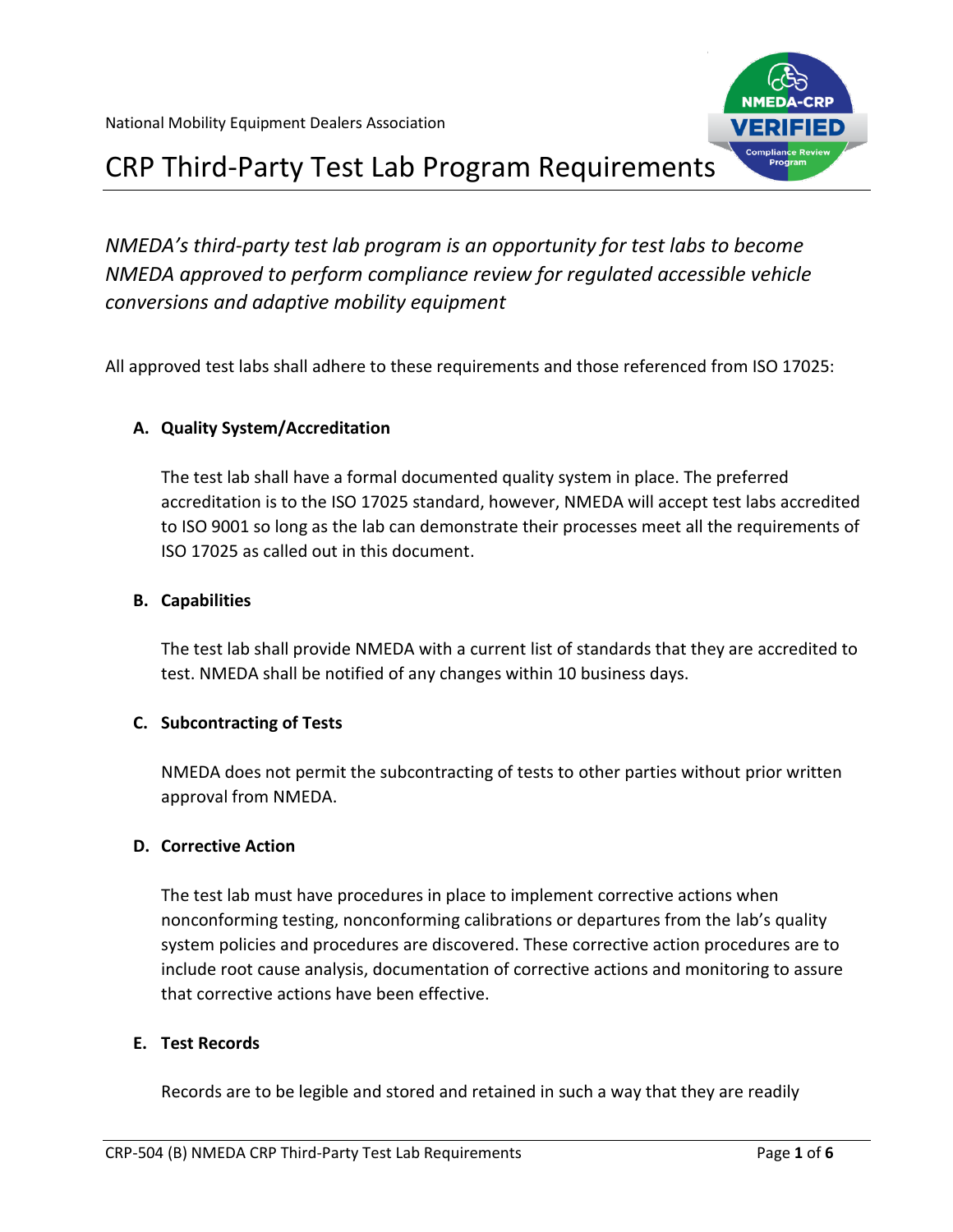National Mobility Equipment Dealers Association

# CRP Third-Party Test Lab Program Requirements

*NMEDA's third-party test lab program is an opportunity for test labs to become NMEDA approved to perform compliance review for regulated accessible vehicle conversions and adaptive mobility equipment*

All approved test labs shall adhere to these requirements and those referenced from ISO 17025:

### A. Quality System/Accreditation

The test lab shall have a formal documented quality system in place. The preferred accreditation is to the ISO 17025 standard, however, NMEDA will accept test labs accredited to ISO 9001 so long as the lab can demonstrate their processes meet all the requirements of ISO 17025 as called out in this document.

### B. Capabilities

The test lab shall provide NMEDA with a current list of standards that they are accredited to test. NMEDA shall be notified of any changes within 10 business days.

### C. Subcontracting of Tests

NMEDA does not permit the subcontracting of tests to other parties without prior written approval from NMEDA.

### D. Corrective Action

The test lab must have procedures in place to implement corrective actions when nonconforming testing, nonconforming calibrations or departures from the lab's quality system policies and procedures are discovered. These corrective action procedures are to include root cause analysis, documentation of corrective actions and monitoring to assure that corrective actions have been effective.

### E. Test Records

Records are to be legible and stored and retained in such a way that they are readily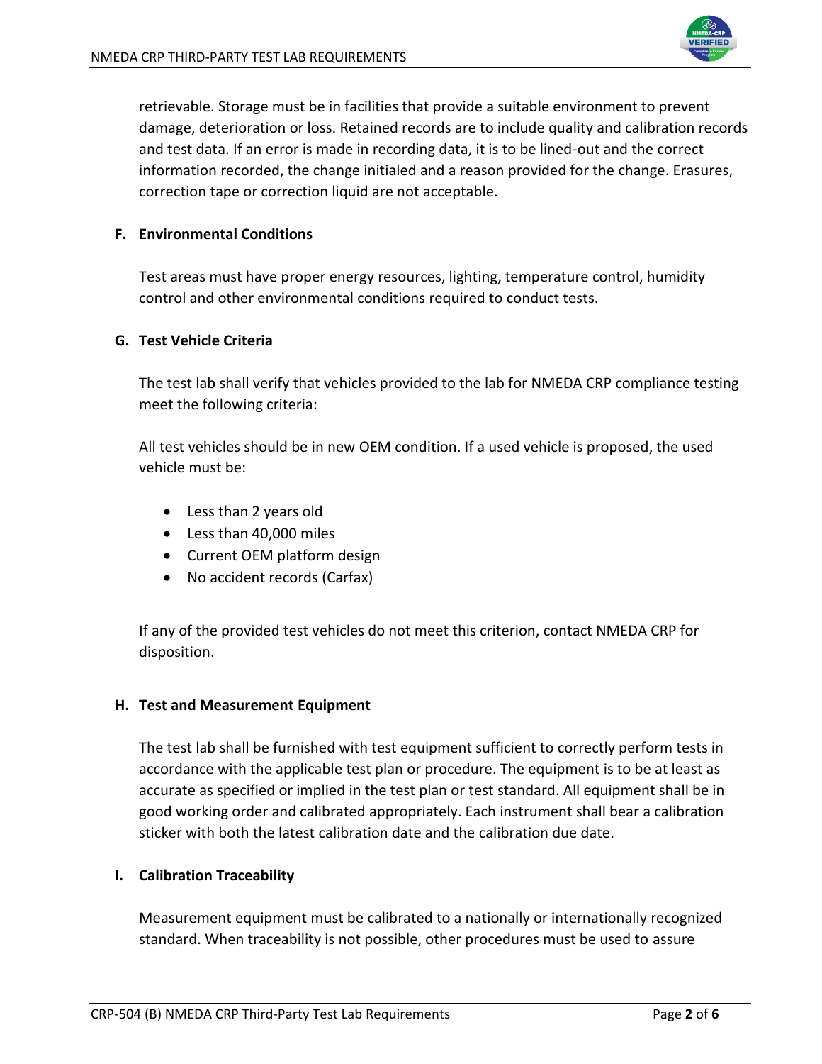retrievable. Storage must be in facilities that provide a suitable environment to prevent damage, deterioration or loss. Retained records are to include quality and calibration records and test data. If an error is made in recording data, it is to be lined-out and the correct information recorded, the change initialed and a reason provided for the change. Erasures, correction tape or correction liquid are not acceptable.

### F. Environmental Conditions

Test areas must have proper energy resources, lighting, temperature control, humidity control and other environmental conditions required to conduct tests.

### G. Test Vehicle Criteria

The test lab shall verify that vehicles provided to the lab for NMEDA CRP compliance testing meet the following criteria:

All test vehicles should be in new OEM condition. If a used vehicle is proposed, the used vehicle must be:

- Less than 2 years old
- Less than 40,000 miles
- Current OEM platform design
- No accident records (Carfax)

If any of the provided test vehicles do not meet this criterion, contact NMEDA CRP for disposition.

### H. Test and Measurement Equipment

The test lab shall be furnished with test equipment sufficient to correctly perform tests in accordance with the applicable test plan or procedure. The equipment is to be at least as accurate as specified or implied in the test plan or test standard. All equipment shall be in good working order and calibrated appropriately. Each instrument shall bear a calibration sticker with both the latest calibration date and the calibration due date.

### I. Calibration Traceability

Measurement equipment must be calibrated to a nationally or internationally recognized standard. When traceability is not possible, other procedures must be used to assure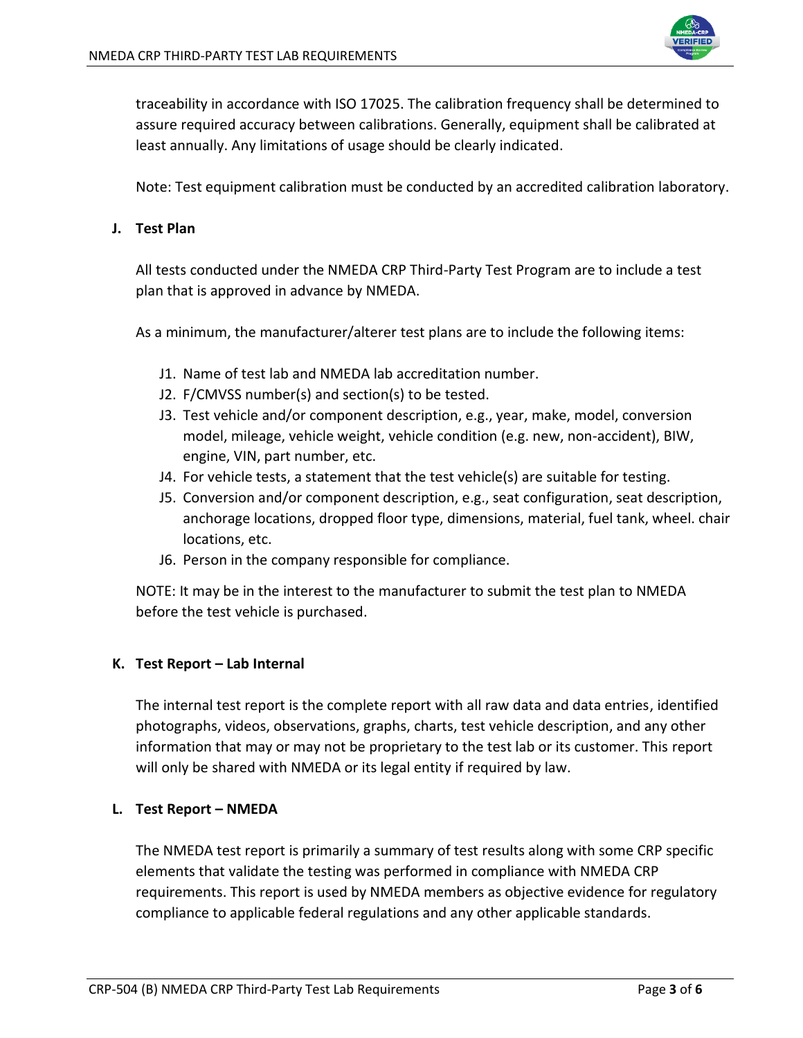traceability in accordance with ISO 17025. The calibration frequency shall be determined to assure required accuracy between calibrations. Generally, equipment shall be calibrated at least annually. Any limitations of usage should be clearly indicated.

Note: Test equipment calibration must be conducted by an accredited calibration laboratory.

**J. Test Plan**

All tests conducted under the NMEDA CRP Third-Party Test Program are to include a test plan that is approved in advance by NMEDA.

As a minimum, the manufacturer/alterer test plans are to include the following items:

- J1. Name of test lab and NMEDA lab accreditation number.
- J2. F/CMVSS number(s) and section(s) to be tested.
- J3. Test vehicle and/or component description, e.g., year, make, model, conversion model, mileage, vehicle weight, vehicle condition (e.g. new, non-accident), BIW, engine, VIN, part number, etc.
- J4. For vehicle tests, a statement that the test vehicle(s) are suitable for testing.
- J5. Conversion and/or component description, e.g., seat configuration, seat description, anchorage locations, dropped floor type, dimensions, material, fuel tank, wheel. chair locations, etc.
- J6. Person in the company responsible for compliance.

NOTE: It may be in the interest to the manufacturer to submit the test plan to NMEDA before the test vehicle is purchased.

**K. Test Report – Lab Internal**

The internal test report is the complete report with all raw data and data entries, identified photographs, videos, observations, graphs, charts, test vehicle description, and any other information that may or may not be proprietary to the test lab or its customer. This report will only be shared with NMEDA or its legal entity if required by law.

**L. Test Report – NMEDA**

The NMEDA test report is primarily a summary of test results along with some CRP specific elements that validate the testing was performed in compliance with NMEDA CRP requirements. This report is used by NMEDA members as objective evidence for regulatory compliance to applicable federal regulations and any other applicable standards.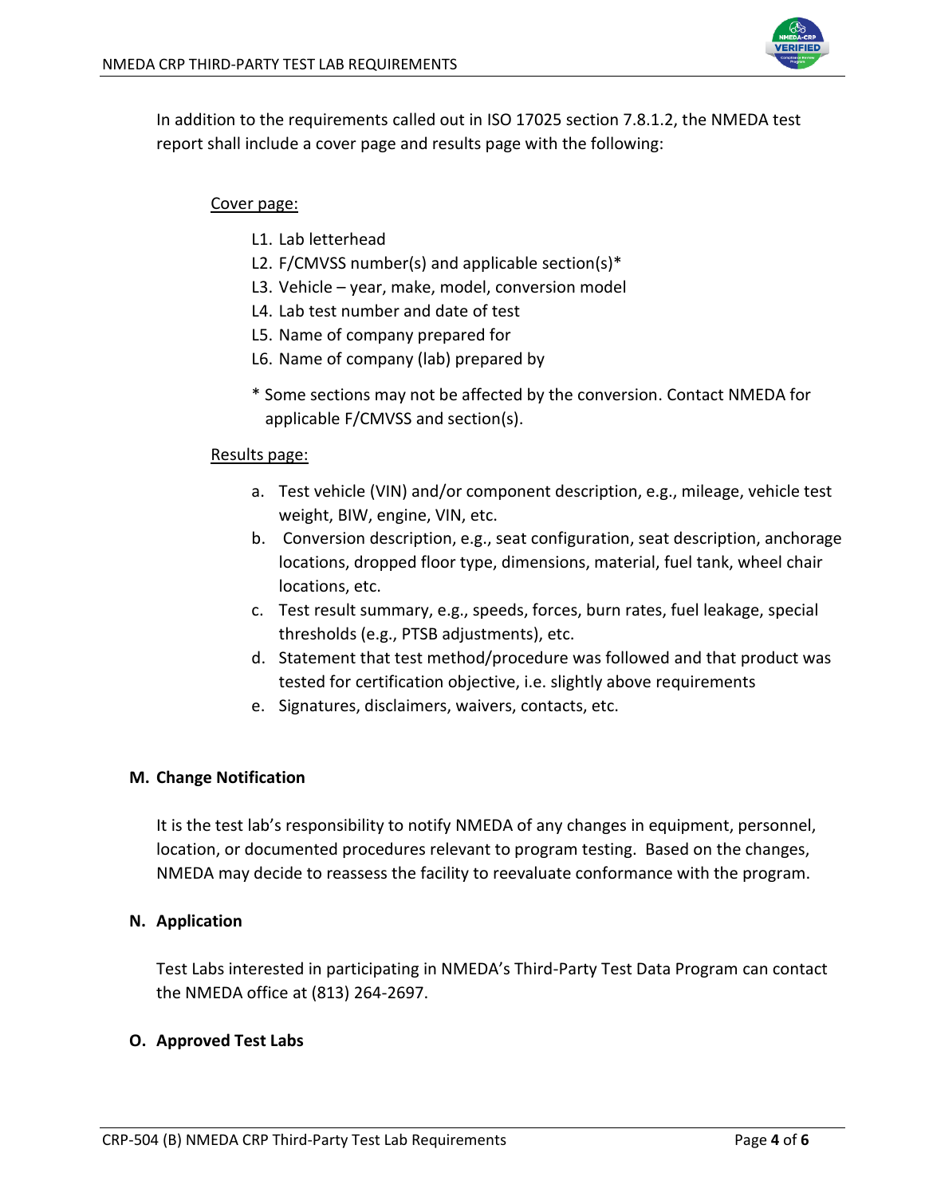In addition to the requirements called out in ISO 17025 section 7.8.1.2, the NMEDA test report shall include a cover page and results page with the following:

<u>Cover page:</u>

- L1. Lab letterhead
- L2. F/CMVSS number(s) and applicable section(s)*
- L3. Vehicle – year, make, model, conversion model
- L4. Lab test number and date of test
- L5. Name of company prepared for
- L6. Name of company (lab) prepared by

\* Some sections may not be affected by the conversion. Contact NMEDA for applicable F/CMVSS and section(s).

<u>Results page:</u>

a. Test vehicle (VIN) and/or component description, e.g., mileage, vehicle test weight, BIW, engine, VIN, etc.
b. Conversion description, e.g., seat configuration, seat description, anchorage locations, dropped floor type, dimensions, material, fuel tank, wheel chair locations, etc.
c. Test result summary, e.g., speeds, forces, burn rates, fuel leakage, special thresholds (e.g., PTSB adjustments), etc.
d. Statement that test method/procedure was followed and that product was tested for certification objective, i.e. slightly above requirements
e. Signatures, disclaimers, waivers, contacts, etc.

## M. Change Notification

It is the test lab's responsibility to notify NMEDA of any changes in equipment, personnel, location, or documented procedures relevant to program testing. Based on the changes, NMEDA may decide to reassess the facility to reevaluate conformance with the program.

## N. Application

Test Labs interested in participating in NMEDA's Third-Party Test Data Program can contact the NMEDA office at (813) 264-2697.

## O. Approved Test Labs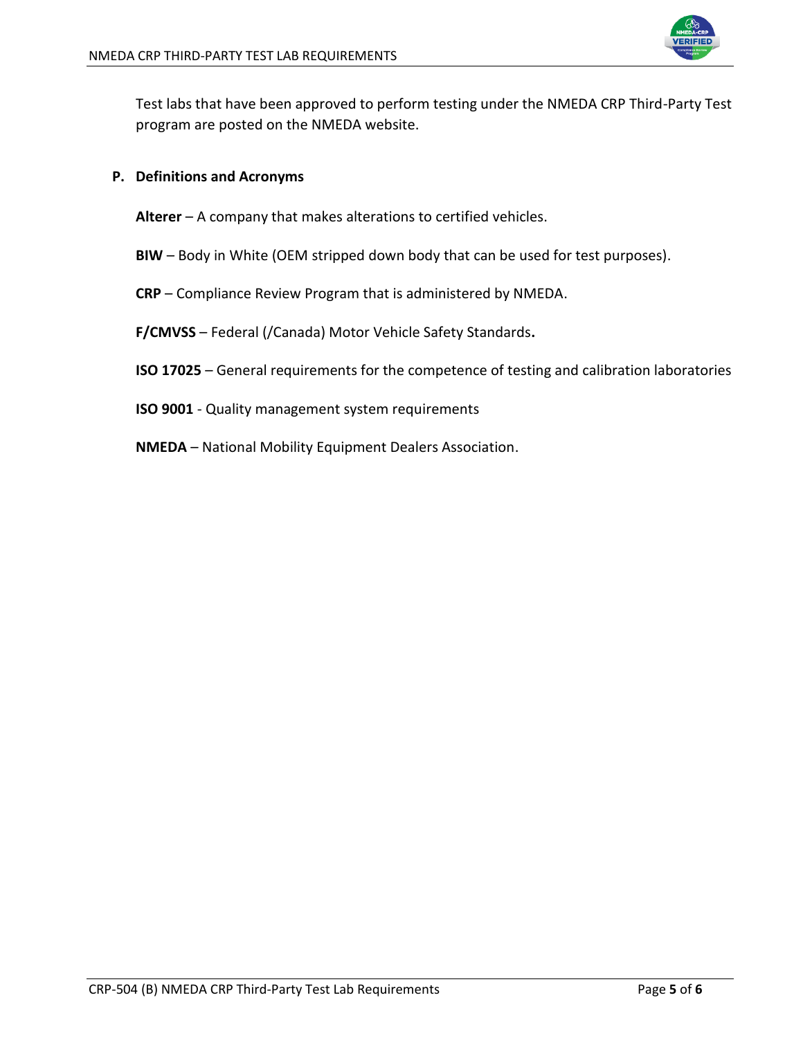Test labs that have been approved to perform testing under the NMEDA CRP Third-Party Test program are posted on the NMEDA website.

## P. Definitions and Acronyms

**Alterer** – A company that makes alterations to certified vehicles.

**BIW** – Body in White (OEM stripped down body that can be used for test purposes).

**CRP** – Compliance Review Program that is administered by NMEDA.

**F/CMVSS** – Federal (/Canada) Motor Vehicle Safety Standards**.**

**ISO 17025** – General requirements for the competence of testing and calibration laboratories

**ISO 9001** - Quality management system requirements

**NMEDA** – National Mobility Equipment Dealers Association.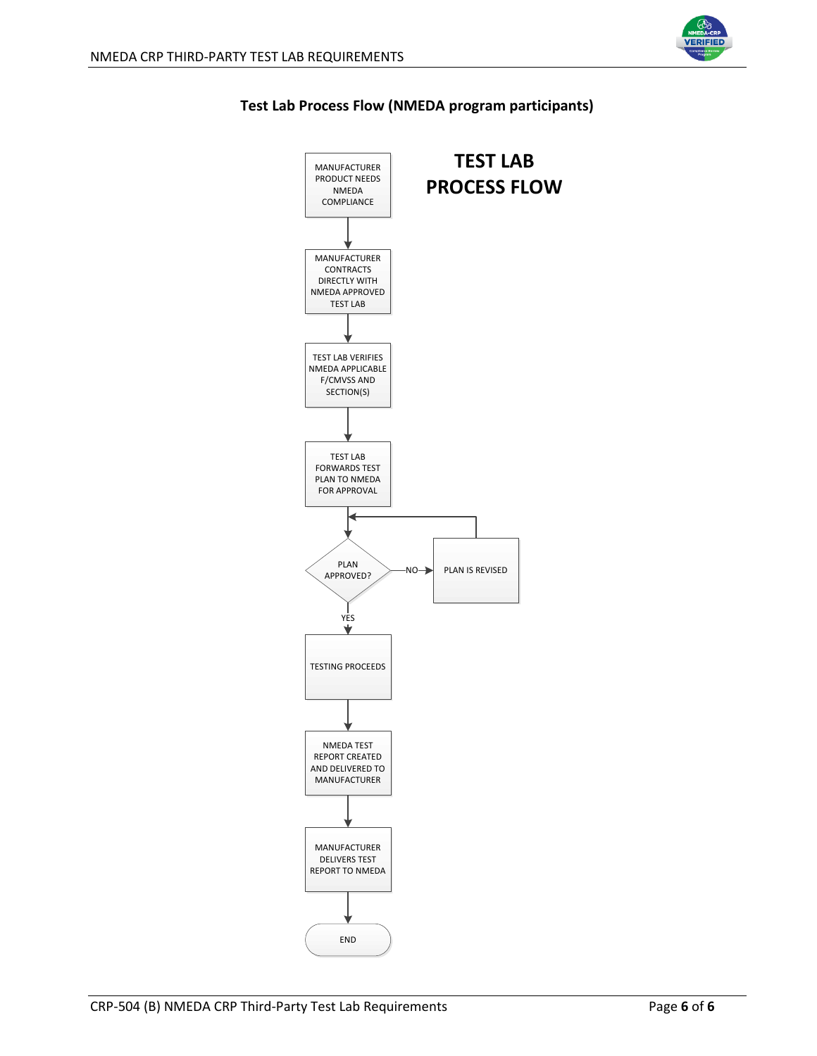**Test Lab Process Flow (NMEDA program participants)**

TEST LAB
PROCESS FLOW

MANUFACTURER PRODUCT NEEDS NMEDA COMPLIANCE

MANUFACTURER CONTRACTS DIRECTLY WITH NMEDA APPROVED TEST LAB

TEST LAB VERIFIES NMEDA APPLICABLE F/CMVSS AND SECTION(S)

TEST LAB FORWARDS TEST PLAN TO NMEDA FOR APPROVAL

PLAN APPROVED?

NO

PLAN IS REVISED

YES

TESTING PROCEEDS

NMEDA TEST REPORT CREATED AND DELIVERED TO MANUFACTURER

MANUFACTURER DELIVERS TEST REPORT TO NMEDA

END